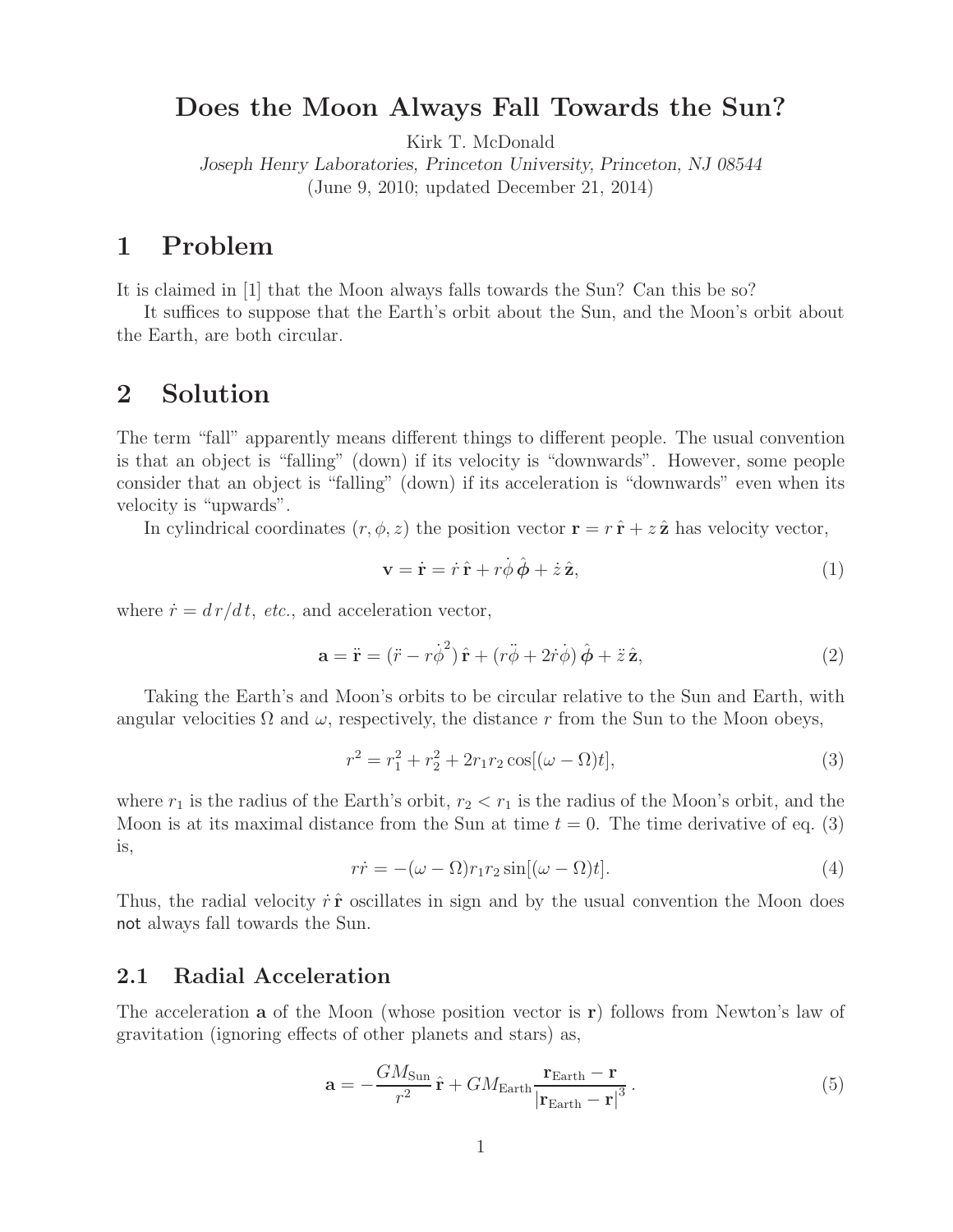# Does the Moon Always Fall Towards the Sun?

Kirk T. McDonald

*Joseph Henry Laboratories, Princeton University, Princeton, NJ 08544*

(June 9, 2010; updated December 21, 2014)

## 1 Problem

It is claimed in [1] that the Moon always falls towards the Sun? Can this be so?

It suffices to suppose that the Earth's orbit about the Sun, and the Moon's orbit about the Earth, are both circular.

## 2 Solution

The term "fall" apparently means different things to different people. The usual convention is that an object is "falling" (down) if its velocity is "downwards". However, some people consider that an object is "falling" (down) if its acceleration is "downwards" even when its velocity is "upwards".

In cylindrical coordinates $(r, \phi, z)$ the position vector $\mathbf{r} = r\,\hat{\mathbf{r}} + z\,\hat{\mathbf{z}}$ has velocity vector,

$$\mathbf{v} = \dot{\mathbf{r}} = \dot{r}\,\hat{\mathbf{r}} + r\dot{\phi}\,\hat{\boldsymbol{\phi}} + \dot{z}\,\hat{\mathbf{z}}, \tag{1}$$

where $\dot{r} = dr/dt$, *etc.*, and acceleration vector,

$$\mathbf{a} = \ddot{\mathbf{r}} = (\ddot{r} - r\dot{\phi}^2)\,\hat{\mathbf{r}} + (r\ddot{\phi} + 2\dot{r}\dot{\phi})\,\hat{\boldsymbol{\phi}} + \ddot{z}\,\hat{\mathbf{z}}, \tag{2}$$

Taking the Earth's and Moon's orbits to be circular relative to the Sun and Earth, with angular velocities $\Omega$ and $\omega$, respectively, the distance $r$ from the Sun to the Moon obeys,

$$r^2 = r_1^2 + r_2^2 + 2r_1 r_2 \cos[(\omega - \Omega)t], \tag{3}$$

where $r_1$ is the radius of the Earth's orbit, $r_2 < r_1$ is the radius of the Moon's orbit, and the Moon is at its maximal distance from the Sun at time $t = 0$. The time derivative of eq. (3) is,

$$r\dot{r} = -(\omega - \Omega) r_1 r_2 \sin[(\omega - \Omega)t]. \tag{4}$$

Thus, the radial velocity $\dot{r}\,\hat{\mathbf{r}}$ oscillates in sign and by the usual convention the Moon does not always fall towards the Sun.

### 2.1 Radial Acceleration

The acceleration $\mathbf{a}$ of the Moon (whose position vector is $\mathbf{r}$) follows from Newton's law of gravitation (ignoring effects of other planets and stars) as,

$$\mathbf{a} = -\frac{GM_{\text{Sun}}}{r^2}\,\hat{\mathbf{r}} + GM_{\text{Earth}}\frac{\mathbf{r}_{\text{Earth}} - \mathbf{r}}{|\mathbf{r}_{\text{Earth}} - \mathbf{r}|^3}\,. \tag{5}$$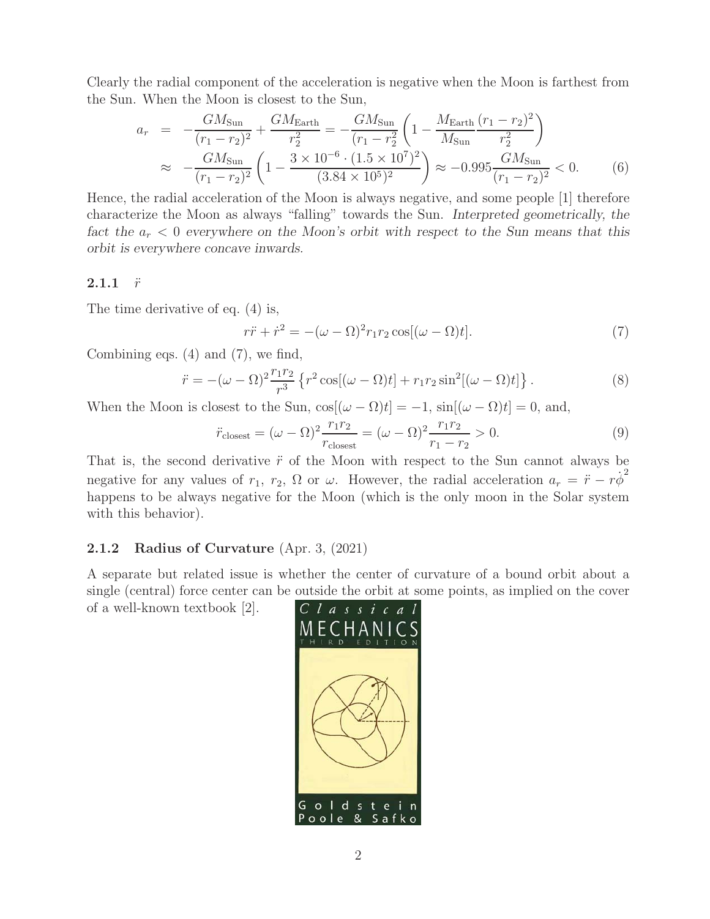Clearly the radial component of the acceleration is negative when the Moon is farthest from the Sun. When the Moon is closest to the Sun,

$$
\begin{aligned}
a_r &= -\frac{GM_{\rm Sun}}{(r_1 - r_2)^2} + \frac{GM_{\rm Earth}}{r_2^2} = -\frac{GM_{\rm Sun}}{(r_1 - r_2^2}\left(1 - \frac{M_{\rm Earth}}{M_{\rm Sun}}\frac{(r_1 - r_2)^2}{r_2^2}\right) \\
&\approx -\frac{GM_{\rm Sun}}{(r_1 - r_2)^2}\left(1 - \frac{3\times 10^{-6}\cdot(1.5\times 10^7)^2}{(3.84\times 10^5)^2}\right) \approx -0.995\frac{GM_{\rm Sun}}{(r_1 - r_2)^2} < 0. \qquad (6)
\end{aligned}
$$

Hence, the radial acceleration of the Moon is always negative, and some people [1] therefore characterize the Moon as always "falling" towards the Sun. *Interpreted geometrically, the fact the $a_r < 0$ everywhere on the Moon's orbit with respect to the Sun means that this orbit is everywhere concave inwards.*

### 2.1.1 $\ddot{r}$

The time derivative of eq. (4) is,

$$
r\ddot{r} + \dot{r}^2 = -(\omega - \Omega)^2 r_1 r_2 \cos[(\omega - \Omega)t]. \qquad (7)
$$

Combining eqs. (4) and (7), we find,

$$
\ddot{r} = -(\omega - \Omega)^2 \frac{r_1 r_2}{r^3}\left\{r^2 \cos[(\omega - \Omega)t] + r_1 r_2 \sin^2[(\omega - \Omega)t]\right\}. \qquad (8)
$$

When the Moon is closest to the Sun, $\cos[(\omega - \Omega)t] = -1$, $\sin[(\omega - \Omega)t] = 0$, and,

$$
\ddot{r}_{\rm closest} = (\omega - \Omega)^2 \frac{r_1 r_2}{r_{\rm closest}} = (\omega - \Omega)^2 \frac{r_1 r_2}{r_1 - r_2} > 0. \qquad (9)
$$

That is, the second derivative $\ddot{r}$ of the Moon with respect to the Sun cannot always be negative for any values of $r_1$, $r_2$, $\Omega$ or $\omega$. However, the radial acceleration $a_r = \ddot{r} - r\dot{\phi}^2$ happens to be always negative for the Moon (which is the only moon in the Solar system with this behavior).

### 2.1.2 Radius of Curvature (Apr. 3, (2021)

A separate but related issue is whether the center of curvature of a bound orbit about a single (central) force center can be outside the orbit at some points, as implied on the cover of a well-known textbook [2].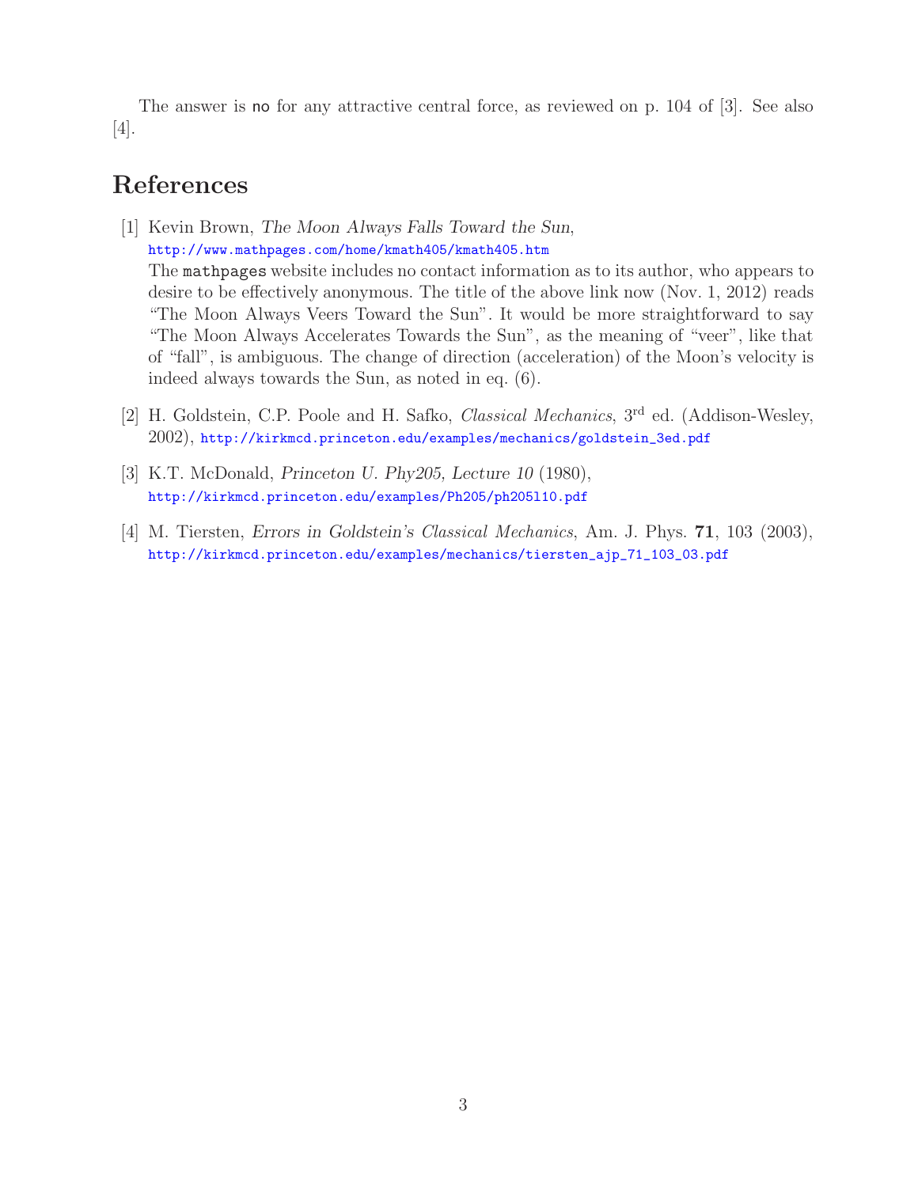The answer is `no` for any attractive central force, as reviewed on p. 104 of [3]. See also [4].

## References

[1] Kevin Brown, *The Moon Always Falls Toward the Sun*,
http://www.mathpages.com/home/kmath405/kmath405.htm
The `mathpages` website includes no contact information as to its author, who appears to desire to be effectively anonymous. The title of the above link now (Nov. 1, 2012) reads "The Moon Always Veers Toward the Sun". It would be more straightforward to say "The Moon Always Accelerates Towards the Sun", as the meaning of "veer", like that of "fall", is ambiguous. The change of direction (acceleration) of the Moon's velocity is indeed always towards the Sun, as noted in eq. (6).

[2] H. Goldstein, C.P. Poole and H. Safko, *Classical Mechanics*, 3rd ed. (Addison-Wesley, 2002), http://kirkmcd.princeton.edu/examples/mechanics/goldstein_3ed.pdf

[3] K.T. McDonald, *Princeton U. Phy205, Lecture 10* (1980),
http://kirkmcd.princeton.edu/examples/Ph205/ph205l10.pdf

[4] M. Tiersten, *Errors in Goldstein's Classical Mechanics*, Am. J. Phys. **71**, 103 (2003),
http://kirkmcd.princeton.edu/examples/mechanics/tiersten_ajp_71_103_03.pdf